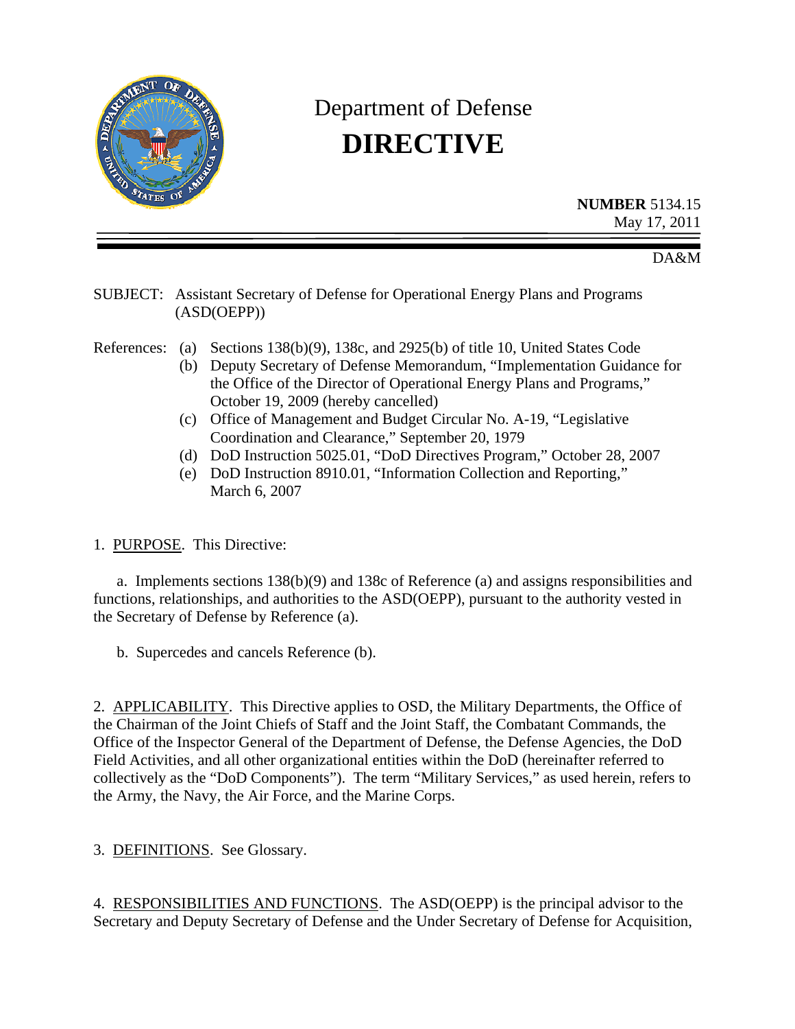# Department of Defense
# DIRECTIVE

**NUMBER** 5134.15
May 17, 2011

DA&M

SUBJECT: Assistant Secretary of Defense for Operational Energy Plans and Programs (ASD(OEPP))

References:
- (a) Sections 138(b)(9), 138c, and 2925(b) of title 10, United States Code
- (b) Deputy Secretary of Defense Memorandum, "Implementation Guidance for the Office of the Director of Operational Energy Plans and Programs," October 19, 2009 (hereby cancelled)
- (c) Office of Management and Budget Circular No. A-19, "Legislative Coordination and Clearance," September 20, 1979
- (d) DoD Instruction 5025.01, "DoD Directives Program," October 28, 2007
- (e) DoD Instruction 8910.01, "Information Collection and Reporting," March 6, 2007

1. PURPOSE. This Directive:

a. Implements sections 138(b)(9) and 138c of Reference (a) and assigns responsibilities and functions, relationships, and authorities to the ASD(OEPP), pursuant to the authority vested in the Secretary of Defense by Reference (a).

b. Supercedes and cancels Reference (b).

2. APPLICABILITY. This Directive applies to OSD, the Military Departments, the Office of the Chairman of the Joint Chiefs of Staff and the Joint Staff, the Combatant Commands, the Office of the Inspector General of the Department of Defense, the Defense Agencies, the DoD Field Activities, and all other organizational entities within the DoD (hereinafter referred to collectively as the "DoD Components"). The term "Military Services," as used herein, refers to the Army, the Navy, the Air Force, and the Marine Corps.

3. DEFINITIONS. See Glossary.

4. RESPONSIBILITIES AND FUNCTIONS. The ASD(OEPP) is the principal advisor to the Secretary and Deputy Secretary of Defense and the Under Secretary of Defense for Acquisition,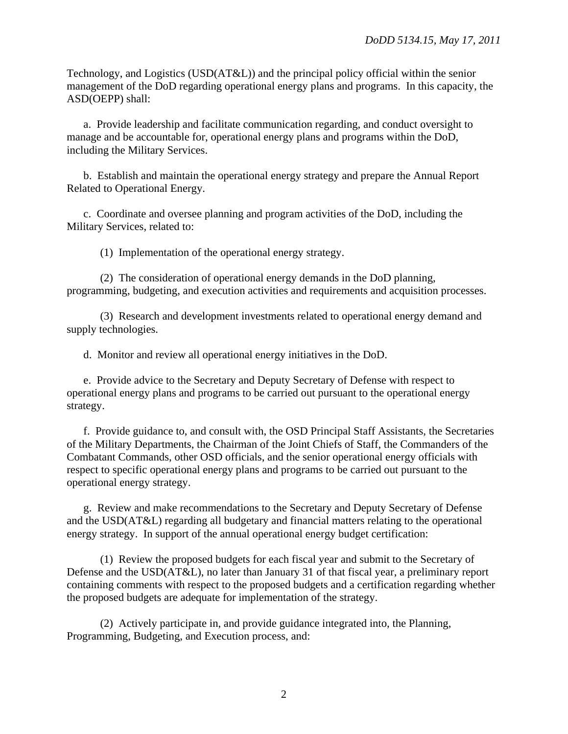Technology, and Logistics (USD(AT&L)) and the principal policy official within the senior management of the DoD regarding operational energy plans and programs. In this capacity, the ASD(OEPP) shall:

a. Provide leadership and facilitate communication regarding, and conduct oversight to manage and be accountable for, operational energy plans and programs within the DoD, including the Military Services.

b. Establish and maintain the operational energy strategy and prepare the Annual Report Related to Operational Energy.

c. Coordinate and oversee planning and program activities of the DoD, including the Military Services, related to:

(1) Implementation of the operational energy strategy.

(2) The consideration of operational energy demands in the DoD planning, programming, budgeting, and execution activities and requirements and acquisition processes.

(3) Research and development investments related to operational energy demand and supply technologies.

d. Monitor and review all operational energy initiatives in the DoD.

e. Provide advice to the Secretary and Deputy Secretary of Defense with respect to operational energy plans and programs to be carried out pursuant to the operational energy strategy.

f. Provide guidance to, and consult with, the OSD Principal Staff Assistants, the Secretaries of the Military Departments, the Chairman of the Joint Chiefs of Staff, the Commanders of the Combatant Commands, other OSD officials, and the senior operational energy officials with respect to specific operational energy plans and programs to be carried out pursuant to the operational energy strategy.

g. Review and make recommendations to the Secretary and Deputy Secretary of Defense and the USD(AT&L) regarding all budgetary and financial matters relating to the operational energy strategy. In support of the annual operational energy budget certification:

(1) Review the proposed budgets for each fiscal year and submit to the Secretary of Defense and the USD(AT&L), no later than January 31 of that fiscal year, a preliminary report containing comments with respect to the proposed budgets and a certification regarding whether the proposed budgets are adequate for implementation of the strategy.

(2) Actively participate in, and provide guidance integrated into, the Planning, Programming, Budgeting, and Execution process, and: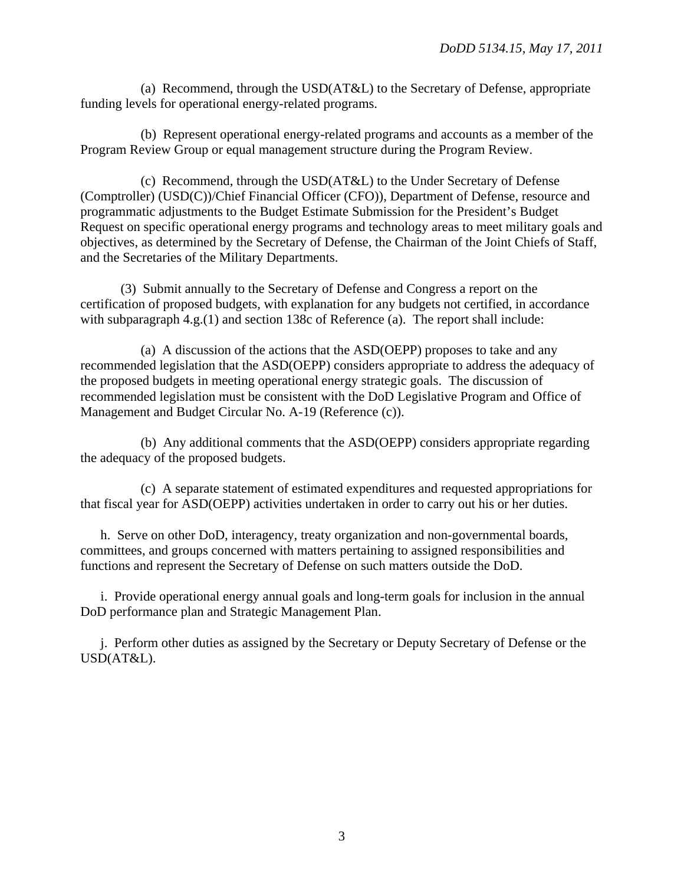(a) Recommend, through the USD(AT&L) to the Secretary of Defense, appropriate funding levels for operational energy-related programs.

(b) Represent operational energy-related programs and accounts as a member of the Program Review Group or equal management structure during the Program Review.

(c) Recommend, through the USD(AT&L) to the Under Secretary of Defense (Comptroller) (USD(C))/Chief Financial Officer (CFO)), Department of Defense, resource and programmatic adjustments to the Budget Estimate Submission for the President's Budget Request on specific operational energy programs and technology areas to meet military goals and objectives, as determined by the Secretary of Defense, the Chairman of the Joint Chiefs of Staff, and the Secretaries of the Military Departments.

(3) Submit annually to the Secretary of Defense and Congress a report on the certification of proposed budgets, with explanation for any budgets not certified, in accordance with subparagraph 4.g.(1) and section 138c of Reference (a). The report shall include:

(a) A discussion of the actions that the ASD(OEPP) proposes to take and any recommended legislation that the ASD(OEPP) considers appropriate to address the adequacy of the proposed budgets in meeting operational energy strategic goals. The discussion of recommended legislation must be consistent with the DoD Legislative Program and Office of Management and Budget Circular No. A-19 (Reference (c)).

(b) Any additional comments that the ASD(OEPP) considers appropriate regarding the adequacy of the proposed budgets.

(c) A separate statement of estimated expenditures and requested appropriations for that fiscal year for ASD(OEPP) activities undertaken in order to carry out his or her duties.

h. Serve on other DoD, interagency, treaty organization and non-governmental boards, committees, and groups concerned with matters pertaining to assigned responsibilities and functions and represent the Secretary of Defense on such matters outside the DoD.

i. Provide operational energy annual goals and long-term goals for inclusion in the annual DoD performance plan and Strategic Management Plan.

j. Perform other duties as assigned by the Secretary or Deputy Secretary of Defense or the USD(AT&L).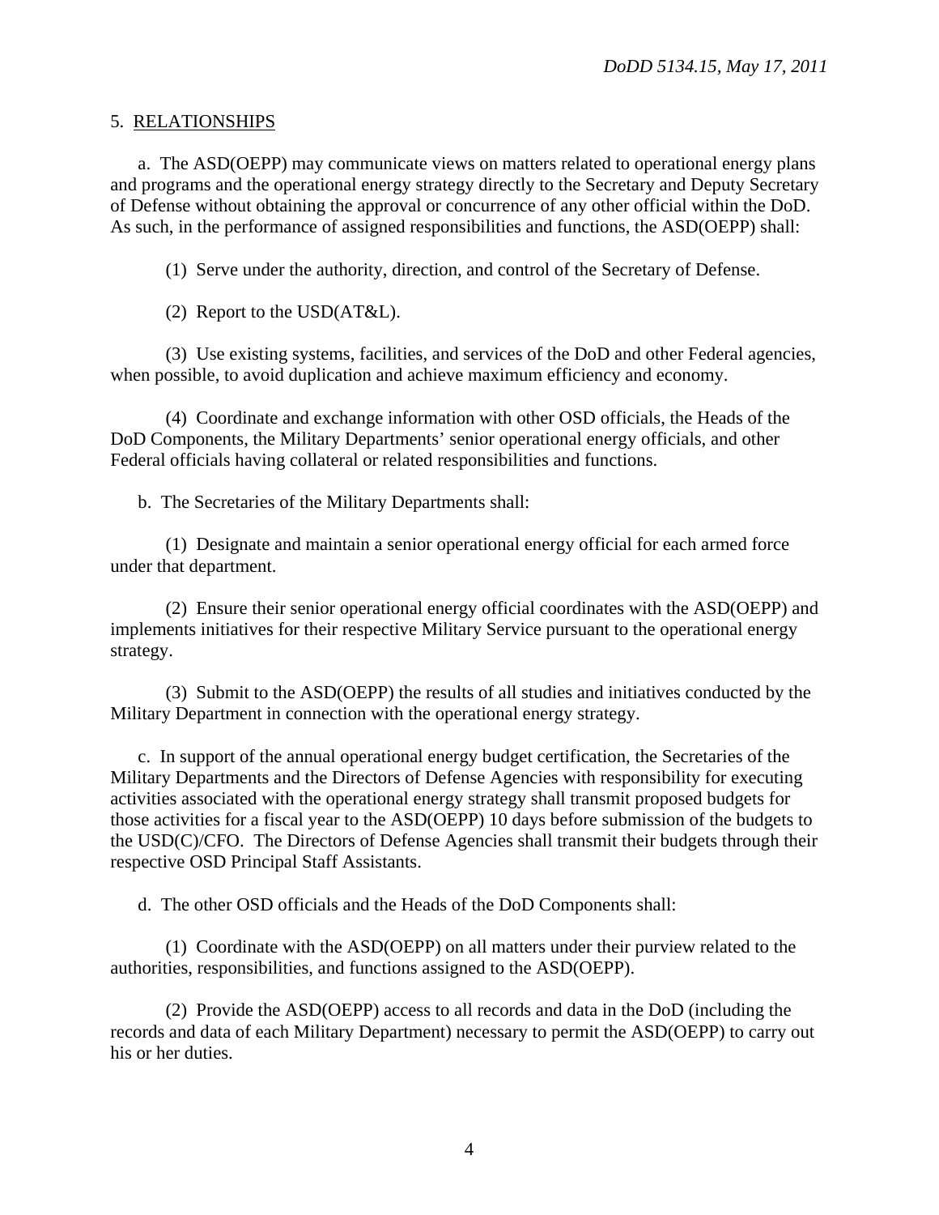## 5. RELATIONSHIPS

a. The ASD(OEPP) may communicate views on matters related to operational energy plans and programs and the operational energy strategy directly to the Secretary and Deputy Secretary of Defense without obtaining the approval or concurrence of any other official within the DoD. As such, in the performance of assigned responsibilities and functions, the ASD(OEPP) shall:

(1) Serve under the authority, direction, and control of the Secretary of Defense.

(2) Report to the USD(AT&L).

(3) Use existing systems, facilities, and services of the DoD and other Federal agencies, when possible, to avoid duplication and achieve maximum efficiency and economy.

(4) Coordinate and exchange information with other OSD officials, the Heads of the DoD Components, the Military Departments' senior operational energy officials, and other Federal officials having collateral or related responsibilities and functions.

b. The Secretaries of the Military Departments shall:

(1) Designate and maintain a senior operational energy official for each armed force under that department.

(2) Ensure their senior operational energy official coordinates with the ASD(OEPP) and implements initiatives for their respective Military Service pursuant to the operational energy strategy.

(3) Submit to the ASD(OEPP) the results of all studies and initiatives conducted by the Military Department in connection with the operational energy strategy.

c. In support of the annual operational energy budget certification, the Secretaries of the Military Departments and the Directors of Defense Agencies with responsibility for executing activities associated with the operational energy strategy shall transmit proposed budgets for those activities for a fiscal year to the ASD(OEPP) 10 days before submission of the budgets to the USD(C)/CFO. The Directors of Defense Agencies shall transmit their budgets through their respective OSD Principal Staff Assistants.

d. The other OSD officials and the Heads of the DoD Components shall:

(1) Coordinate with the ASD(OEPP) on all matters under their purview related to the authorities, responsibilities, and functions assigned to the ASD(OEPP).

(2) Provide the ASD(OEPP) access to all records and data in the DoD (including the records and data of each Military Department) necessary to permit the ASD(OEPP) to carry out his or her duties.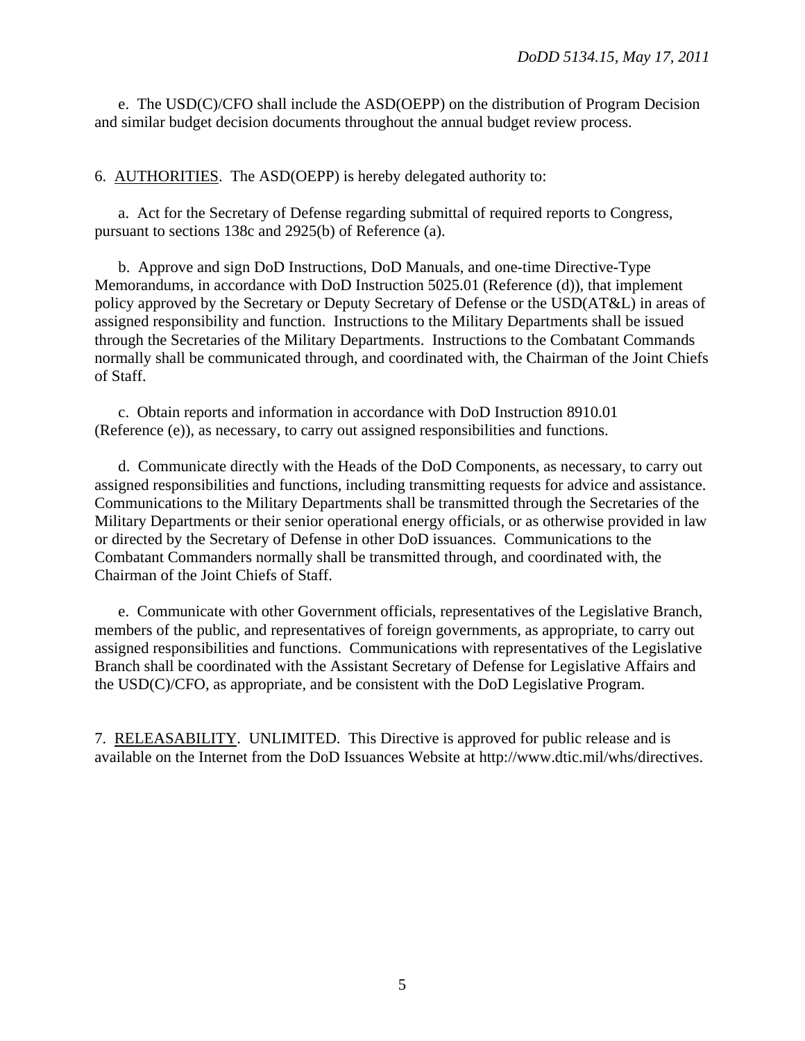e. The USD(C)/CFO shall include the ASD(OEPP) on the distribution of Program Decision and similar budget decision documents throughout the annual budget review process.

6. AUTHORITIES. The ASD(OEPP) is hereby delegated authority to:

a. Act for the Secretary of Defense regarding submittal of required reports to Congress, pursuant to sections 138c and 2925(b) of Reference (a).

b. Approve and sign DoD Instructions, DoD Manuals, and one-time Directive-Type Memorandums, in accordance with DoD Instruction 5025.01 (Reference (d)), that implement policy approved by the Secretary or Deputy Secretary of Defense or the USD(AT&L) in areas of assigned responsibility and function. Instructions to the Military Departments shall be issued through the Secretaries of the Military Departments. Instructions to the Combatant Commands normally shall be communicated through, and coordinated with, the Chairman of the Joint Chiefs of Staff.

c. Obtain reports and information in accordance with DoD Instruction 8910.01 (Reference (e)), as necessary, to carry out assigned responsibilities and functions.

d. Communicate directly with the Heads of the DoD Components, as necessary, to carry out assigned responsibilities and functions, including transmitting requests for advice and assistance. Communications to the Military Departments shall be transmitted through the Secretaries of the Military Departments or their senior operational energy officials, or as otherwise provided in law or directed by the Secretary of Defense in other DoD issuances. Communications to the Combatant Commanders normally shall be transmitted through, and coordinated with, the Chairman of the Joint Chiefs of Staff.

e. Communicate with other Government officials, representatives of the Legislative Branch, members of the public, and representatives of foreign governments, as appropriate, to carry out assigned responsibilities and functions. Communications with representatives of the Legislative Branch shall be coordinated with the Assistant Secretary of Defense for Legislative Affairs and the USD(C)/CFO, as appropriate, and be consistent with the DoD Legislative Program.

7. RELEASABILITY. UNLIMITED. This Directive is approved for public release and is available on the Internet from the DoD Issuances Website at http://www.dtic.mil/whs/directives.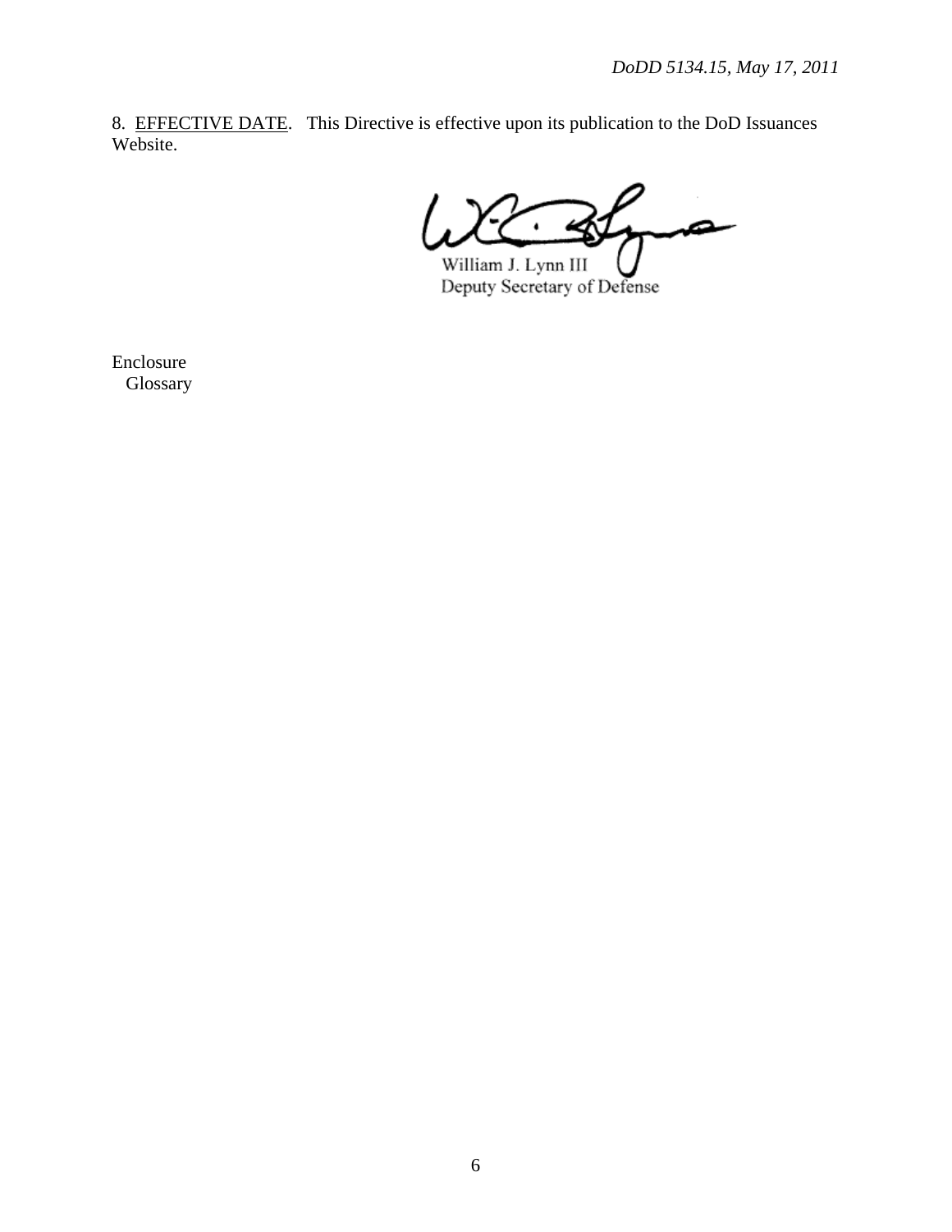8. <u>EFFECTIVE DATE</u>. This Directive is effective upon its publication to the DoD Issuances Website.

William J. Lynn III
Deputy Secretary of Defense

Enclosure
Glossary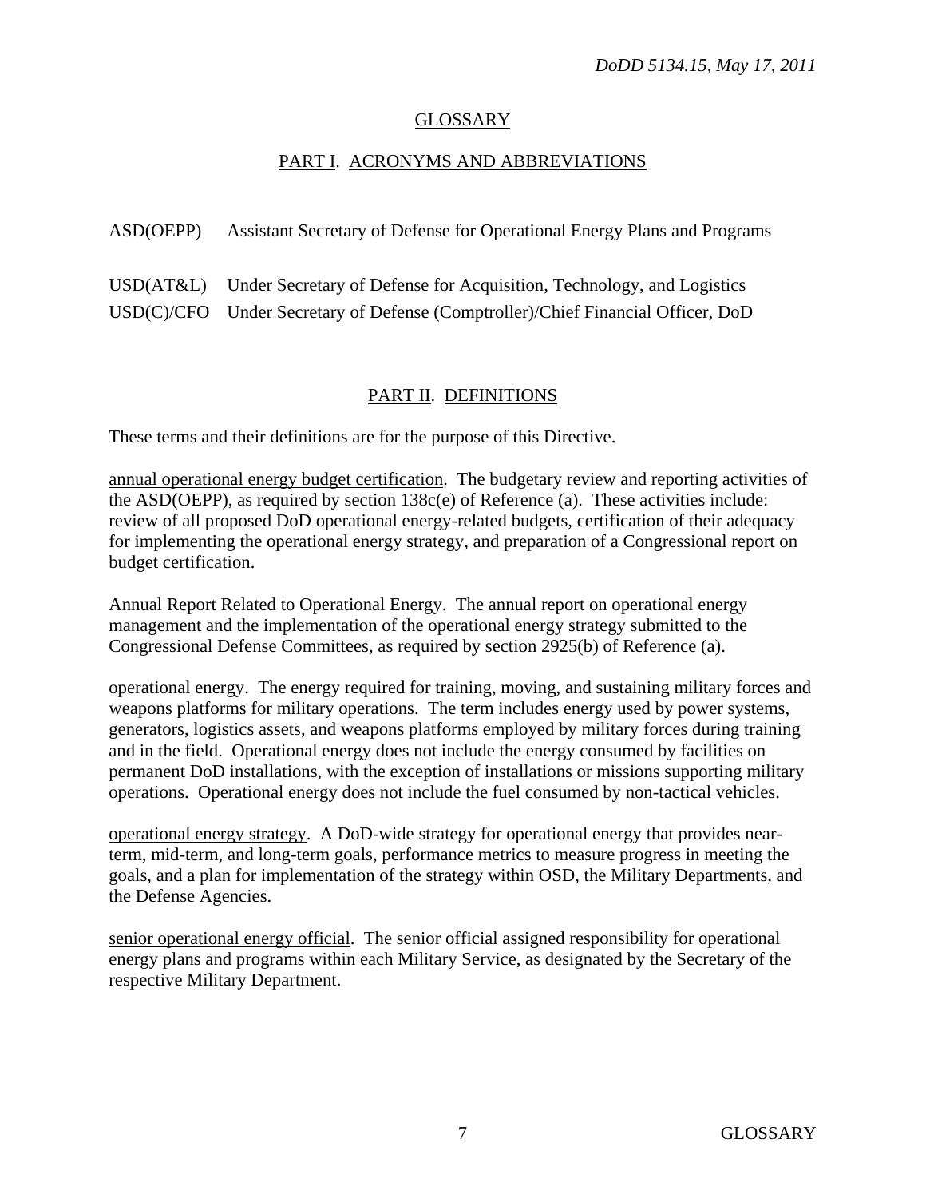# GLOSSARY

## PART I. ACRONYMS AND ABBREVIATIONS

| | |
|---|---|
| ASD(OEPP) | Assistant Secretary of Defense for Operational Energy Plans and Programs |
| USD(AT&L) | Under Secretary of Defense for Acquisition, Technology, and Logistics |
| USD(C)/CFO | Under Secretary of Defense (Comptroller)/Chief Financial Officer, DoD |

## PART II. DEFINITIONS

These terms and their definitions are for the purpose of this Directive.

annual operational energy budget certification. The budgetary review and reporting activities of the ASD(OEPP), as required by section 138c(e) of Reference (a). These activities include: review of all proposed DoD operational energy-related budgets, certification of their adequacy for implementing the operational energy strategy, and preparation of a Congressional report on budget certification.

Annual Report Related to Operational Energy. The annual report on operational energy management and the implementation of the operational energy strategy submitted to the Congressional Defense Committees, as required by section 2925(b) of Reference (a).

operational energy. The energy required for training, moving, and sustaining military forces and weapons platforms for military operations. The term includes energy used by power systems, generators, logistics assets, and weapons platforms employed by military forces during training and in the field. Operational energy does not include the energy consumed by facilities on permanent DoD installations, with the exception of installations or missions supporting military operations. Operational energy does not include the fuel consumed by non-tactical vehicles.

operational energy strategy. A DoD-wide strategy for operational energy that provides near-term, mid-term, and long-term goals, performance metrics to measure progress in meeting the goals, and a plan for implementation of the strategy within OSD, the Military Departments, and the Defense Agencies.

senior operational energy official. The senior official assigned responsibility for operational energy plans and programs within each Military Service, as designated by the Secretary of the respective Military Department.